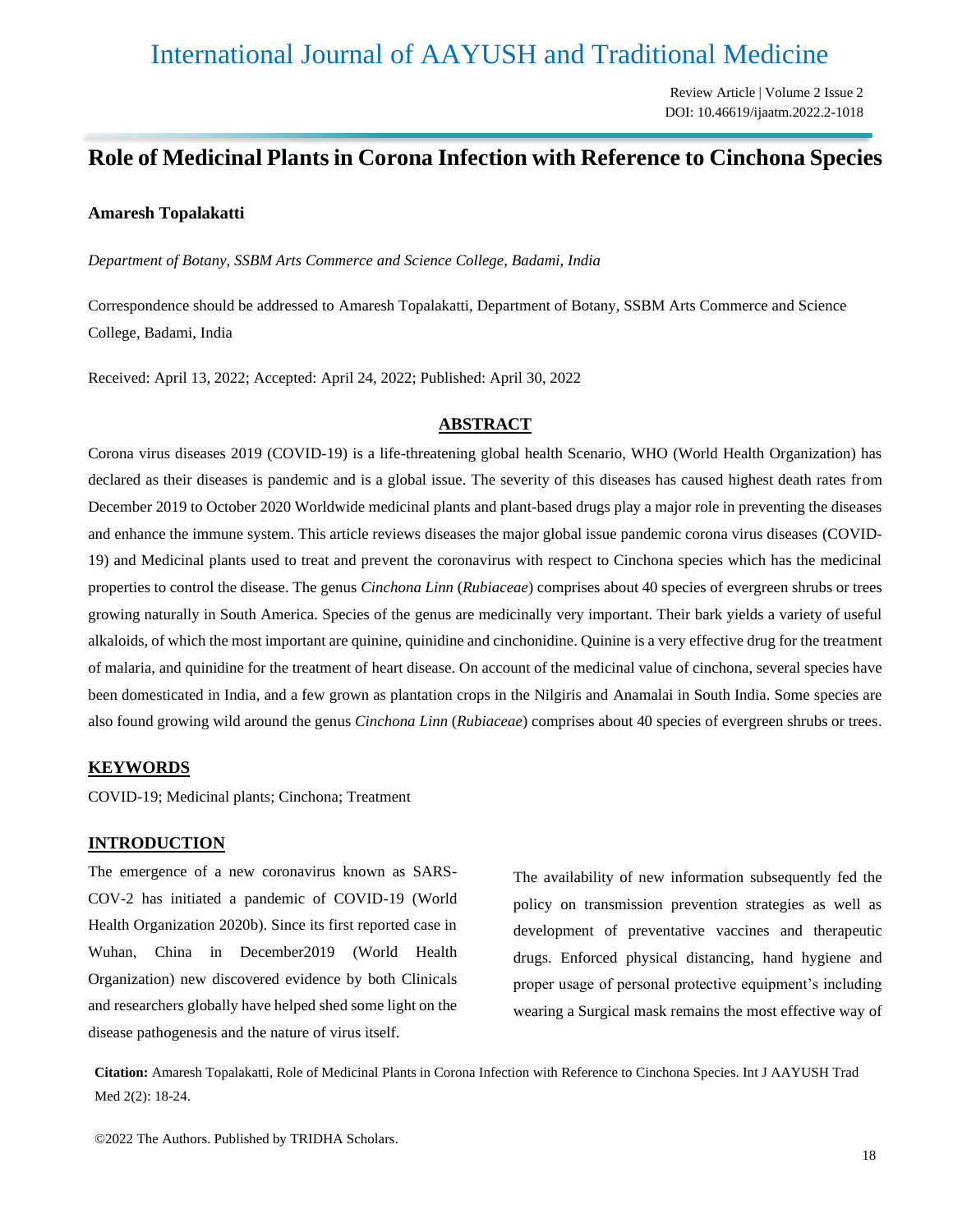# Role of Medicinal Plants in Corona Infection with Reference to Cinchona Species

**Amaresh Topalakatti**

*Department of Botany, SSBM Arts Commerce and Science College, Badami, India*

Correspondence should be addressed to Amaresh Topalakatti, Department of Botany, SSBM Arts Commerce and Science College, Badami, India

Received: April 13, 2022; Accepted: April 24, 2022; Published: April 30, 2022

## ABSTRACT

Corona virus diseases 2019 (COVID-19) is a life-threatening global health Scenario, WHO (World Health Organization) has declared as their diseases is pandemic and is a global issue. The severity of this diseases has caused highest death rates from December 2019 to October 2020 Worldwide medicinal plants and plant-based drugs play a major role in preventing the diseases and enhance the immune system. This article reviews diseases the major global issue pandemic corona virus diseases (COVID-19) and Medicinal plants used to treat and prevent the coronavirus with respect to Cinchona species which has the medicinal properties to control the disease. The genus *Cinchona Linn* (*Rubiaceae*) comprises about 40 species of evergreen shrubs or trees growing naturally in South America. Species of the genus are medicinally very important. Their bark yields a variety of useful alkaloids, of which the most important are quinine, quinidine and cinchonidine. Quinine is a very effective drug for the treatment of malaria, and quinidine for the treatment of heart disease. On account of the medicinal value of cinchona, several species have been domesticated in India, and a few grown as plantation crops in the Nilgiris and Anamalai in South India. Some species are also found growing wild around the genus *Cinchona Linn* (*Rubiaceae*) comprises about 40 species of evergreen shrubs or trees.

## KEYWORDS

COVID-19; Medicinal plants; Cinchona; Treatment

## INTRODUCTION

The emergence of a new coronavirus known as SARS-COV-2 has initiated a pandemic of COVID-19 (World Health Organization 2020b). Since its first reported case in Wuhan, China in December2019 (World Health Organization) new discovered evidence by both Clinicals and researchers globally have helped shed some light on the disease pathogenesis and the nature of virus itself.

The availability of new information subsequently fed the policy on transmission prevention strategies as well as development of preventative vaccines and therapeutic drugs. Enforced physical distancing, hand hygiene and proper usage of personal protective equipment's including wearing a Surgical mask remains the most effective way of

**Citation:** Amaresh Topalakatti, Role of Medicinal Plants in Corona Infection with Reference to Cinchona Species. Int J AAYUSH Trad Med 2(2): 18-24.

©2022 The Authors. Published by TRIDHA Scholars.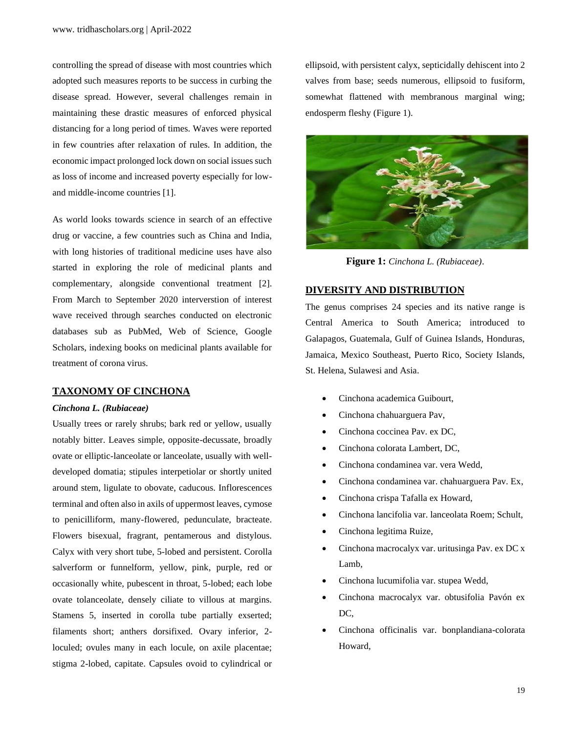controlling the spread of disease with most countries which adopted such measures reports to be success in curbing the disease spread. However, several challenges remain in maintaining these drastic measures of enforced physical distancing for a long period of times. Waves were reported in few countries after relaxation of rules. In addition, the economic impact prolonged lock down on social issues such as loss of income and increased poverty especially for low- and middle-income countries [1].

As world looks towards science in search of an effective drug or vaccine, a few countries such as China and India, with long histories of traditional medicine uses have also started in exploring the role of medicinal plants and complementary, alongside conventional treatment [2]. From March to September 2020 interverstion of interest wave received through searches conducted on electronic databases sub as PubMed, Web of Science, Google Scholars, indexing books on medicinal plants available for treatment of corona virus.

## TAXONOMY OF CINCHONA

### *Cinchona L. (Rubiaceae)*

Usually trees or rarely shrubs; bark red or yellow, usually notably bitter. Leaves simple, opposite-decussate, broadly ovate or elliptic-lanceolate or lanceolate, usually with well-developed domatia; stipules interpetiolar or shortly united around stem, ligulate to obovate, caducous. Inflorescences terminal and often also in axils of uppermost leaves, cymose to penicilliform, many-flowered, pedunculate, bracteate. Flowers bisexual, fragrant, pentamerous and distylous. Calyx with very short tube, 5-lobed and persistent. Corolla salverform or funnelform, yellow, pink, purple, red or occasionally white, pubescent in throat, 5-lobed; each lobe ovate tolanceolate, densely ciliate to villous at margins. Stamens 5, inserted in corolla tube partially exserted; filaments short; anthers dorsifixed. Ovary inferior, 2-loculed; ovules many in each locule, on axile placentae; stigma 2-lobed, capitate. Capsules ovoid to cylindrical or ellipsoid, with persistent calyx, septicidally dehiscent into 2 valves from base; seeds numerous, ellipsoid to fusiform, somewhat flattened with membranous marginal wing; endosperm fleshy (Figure 1).

**Figure 1:** *Cinchona L. (Rubiaceae)*.

## DIVERSITY AND DISTRIBUTION

The genus comprises 24 species and its native range is Central America to South America; introduced to Galapagos, Guatemala, Gulf of Guinea Islands, Honduras, Jamaica, Mexico Southeast, Puerto Rico, Society Islands, St. Helena, Sulawesi and Asia.

- Cinchona academica Guibourt,
- Cinchona chahuarguera Pav,
- Cinchona coccinea Pav. ex DC,
- Cinchona colorata Lambert, DC,
- Cinchona condaminea var. vera Wedd,
- Cinchona condaminea var. chahuarguera Pav. Ex,
- Cinchona crispa Tafalla ex Howard,
- Cinchona lancifolia var. lanceolata Roem; Schult,
- Cinchona legitima Ruize,
- Cinchona macrocalyx var. uritusinga Pav. ex DC x Lamb,
- Cinchona lucumifolia var. stupea Wedd,
- Cinchona macrocalyx var. obtusifolia Pavón ex DC,
- Cinchona officinalis var. bonplandiana-colorata Howard,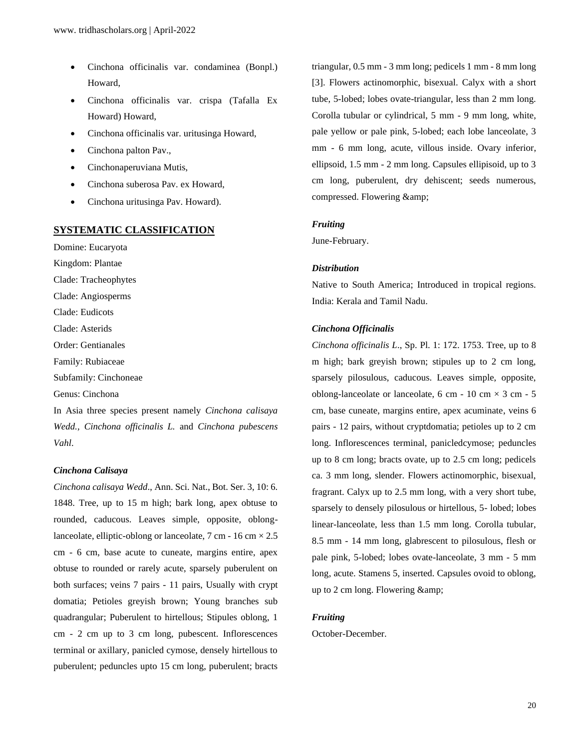- Cinchona officinalis var. condaminea (Bonpl.) Howard,
- Cinchona officinalis var. crispa (Tafalla Ex Howard) Howard,
- Cinchona officinalis var. uritusinga Howard,
- Cinchona palton Pav.,
- Cinchonaperuviana Mutis,
- Cinchona suberosa Pav. ex Howard,
- Cinchona uritusinga Pav. Howard).

## SYSTEMATIC CLASSIFICATION

Domine: Eucaryota
Kingdom: Plantae
Clade: Tracheophytes
Clade: Angiosperms
Clade: Eudicots
Clade: Asterids
Order: Gentianales
Family: Rubiaceae
Subfamily: Cinchoneae
Genus: Cinchona

In Asia three species present namely *Cinchona calisaya Wedd., Cinchona officinalis L.* and *Cinchona pubescens Vahl.*

### *Cinchona Calisaya*

*Cinchona calisaya Wedd*., Ann. Sci. Nat., Bot. Ser. 3, 10: 6. 1848. Tree, up to 15 m high; bark long, apex obtuse to rounded, caducous. Leaves simple, opposite, oblong-lanceolate, elliptic-oblong or lanceolate, 7 cm - 16 cm × 2.5 cm - 6 cm, base acute to cuneate, margins entire, apex obtuse to rounded or rarely acute, sparsely puberulent on both surfaces; veins 7 pairs - 11 pairs, Usually with crypt domatia; Petioles greyish brown; Young branches sub quadrangular; Puberulent to hirtellous; Stipules oblong, 1 cm - 2 cm up to 3 cm long, pubescent. Inflorescences terminal or axillary, panicled cymose, densely hirtellous to puberulent; peduncles upto 15 cm long, puberulent; bracts triangular, 0.5 mm - 3 mm long; pedicels 1 mm - 8 mm long [3]. Flowers actinomorphic, bisexual. Calyx with a short tube, 5-lobed; lobes ovate-triangular, less than 2 mm long. Corolla tubular or cylindrical, 5 mm - 9 mm long, white, pale yellow or pale pink, 5-lobed; each lobe lanceolate, 3 mm - 6 mm long, acute, villous inside. Ovary inferior, ellipsoid, 1.5 mm - 2 mm long. Capsules ellipisoid, up to 3 cm long, puberulent, dry dehiscent; seeds numerous, compressed. Flowering &amp;

### *Fruiting*

June-February.

### *Distribution*

Native to South America; Introduced in tropical regions. India: Kerala and Tamil Nadu.

### *Cinchona Officinalis*

*Cinchona officinalis L*., Sp. Pl. 1: 172. 1753. Tree, up to 8 m high; bark greyish brown; stipules up to 2 cm long, sparsely pilosulous, caducous. Leaves simple, opposite, oblong-lanceolate or lanceolate, 6 cm - 10 cm × 3 cm - 5 cm, base cuneate, margins entire, apex acuminate, veins 6 pairs - 12 pairs, without cryptdomatia; petioles up to 2 cm long. Inflorescences terminal, panicledcymose; peduncles up to 8 cm long; bracts ovate, up to 2.5 cm long; pedicels ca. 3 mm long, slender. Flowers actinomorphic, bisexual, fragrant. Calyx up to 2.5 mm long, with a very short tube, sparsely to densely pilosulous or hirtellous, 5- lobed; lobes linear-lanceolate, less than 1.5 mm long. Corolla tubular, 8.5 mm - 14 mm long, glabrescent to pilosulous, flesh or pale pink, 5-lobed; lobes ovate-lanceolate, 3 mm - 5 mm long, acute. Stamens 5, inserted. Capsules ovoid to oblong, up to 2 cm long. Flowering &amp;

### *Fruiting*

October-December.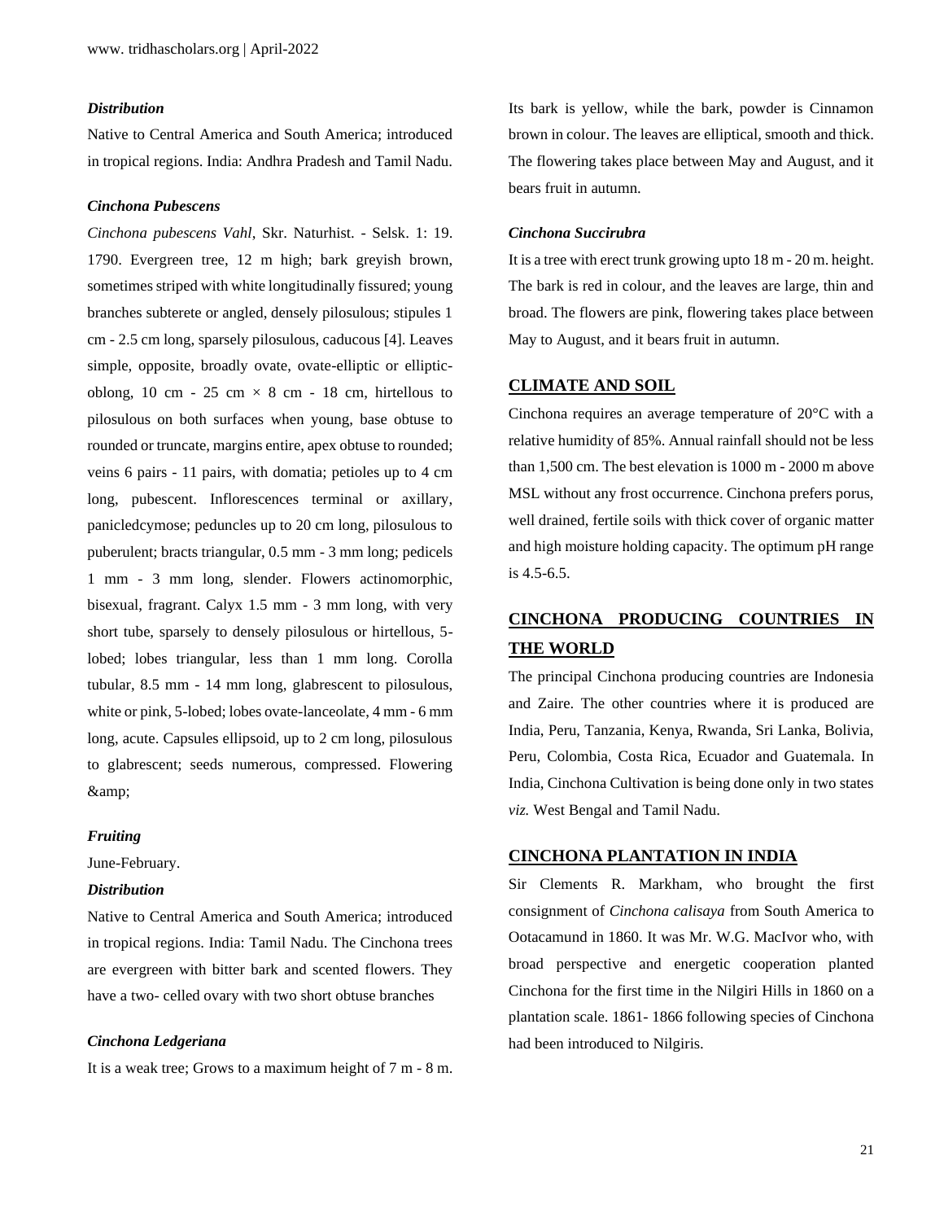### *Distribution*

Native to Central America and South America; introduced in tropical regions. India: Andhra Pradesh and Tamil Nadu.

### *Cinchona Pubescens*

*Cinchona pubescens Vahl*, Skr. Naturhist. - Selsk. 1: 19. 1790. Evergreen tree, 12 m high; bark greyish brown, sometimes striped with white longitudinally fissured; young branches subterete or angled, densely pilosulous; stipules 1 cm - 2.5 cm long, sparsely pilosulous, caducous [4]. Leaves simple, opposite, broadly ovate, ovate-elliptic or elliptic-oblong, 10 cm - 25 cm × 8 cm - 18 cm, hirtellous to pilosulous on both surfaces when young, base obtuse to rounded or truncate, margins entire, apex obtuse to rounded; veins 6 pairs - 11 pairs, with domatia; petioles up to 4 cm long, pubescent. Inflorescences terminal or axillary, panicledcymose; peduncles up to 20 cm long, pilosulous to puberulent; bracts triangular, 0.5 mm - 3 mm long; pedicels 1 mm - 3 mm long, slender. Flowers actinomorphic, bisexual, fragrant. Calyx 1.5 mm - 3 mm long, with very short tube, sparsely to densely pilosulous or hirtellous, 5-lobed; lobes triangular, less than 1 mm long. Corolla tubular, 8.5 mm - 14 mm long, glabrescent to pilosulous, white or pink, 5-lobed; lobes ovate-lanceolate, 4 mm - 6 mm long, acute. Capsules ellipsoid, up to 2 cm long, pilosulous to glabrescent; seeds numerous, compressed. Flowering &amp;

### *Fruiting*

June-February.

### *Distribution*

Native to Central America and South America; introduced in tropical regions. India: Tamil Nadu. The Cinchona trees are evergreen with bitter bark and scented flowers. They have a two- celled ovary with two short obtuse branches

### *Cinchona Ledgeriana*

It is a weak tree; Grows to a maximum height of 7 m - 8 m. Its bark is yellow, while the bark, powder is Cinnamon brown in colour. The leaves are elliptical, smooth and thick. The flowering takes place between May and August, and it bears fruit in autumn.

### *Cinchona Succirubra*

It is a tree with erect trunk growing upto 18 m - 20 m. height. The bark is red in colour, and the leaves are large, thin and broad. The flowers are pink, flowering takes place between May to August, and it bears fruit in autumn.

## CLIMATE AND SOIL

Cinchona requires an average temperature of 20°C with a relative humidity of 85%. Annual rainfall should not be less than 1,500 cm. The best elevation is 1000 m - 2000 m above MSL without any frost occurrence. Cinchona prefers porus, well drained, fertile soils with thick cover of organic matter and high moisture holding capacity. The optimum pH range is 4.5-6.5.

## CINCHONA PRODUCING COUNTRIES IN THE WORLD

The principal Cinchona producing countries are Indonesia and Zaire. The other countries where it is produced are India, Peru, Tanzania, Kenya, Rwanda, Sri Lanka, Bolivia, Peru, Colombia, Costa Rica, Ecuador and Guatemala. In India, Cinchona Cultivation is being done only in two states *viz.* West Bengal and Tamil Nadu.

## CINCHONA PLANTATION IN INDIA

Sir Clements R. Markham, who brought the first consignment of *Cinchona calisaya* from South America to Ootacamund in 1860. It was Mr. W.G. MacIvor who, with broad perspective and energetic cooperation planted Cinchona for the first time in the Nilgiri Hills in 1860 on a plantation scale. 1861- 1866 following species of Cinchona had been introduced to Nilgiris.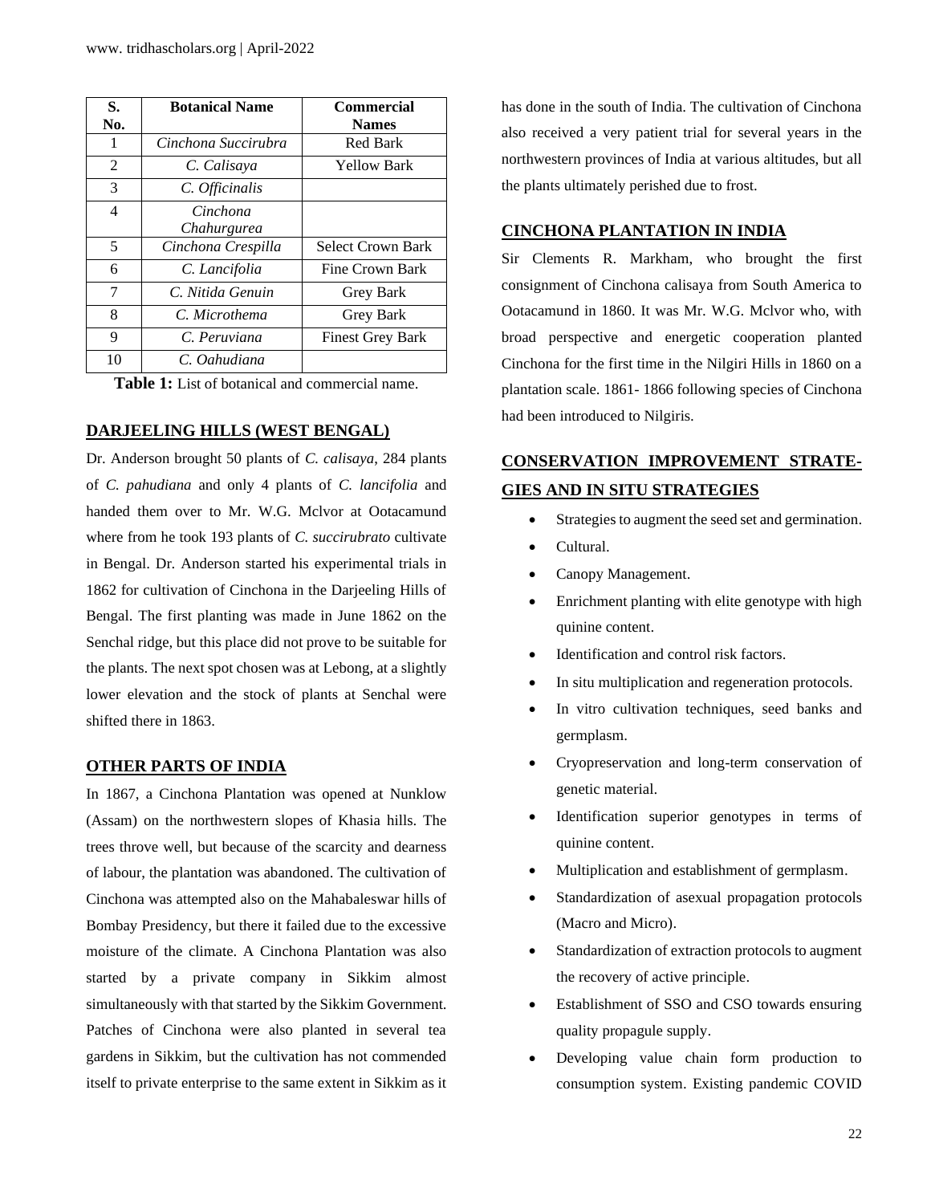| S. No. | Botanical Name | Commercial Names |
|---|---|---|
| 1 | *Cinchona Succirubra* | Red Bark |
| 2 | *C. Calisaya* | Yellow Bark |
| 3 | *C. Officinalis* | |
| 4 | *Cinchona Chahurgurea* | |
| 5 | *Cinchona Crespilla* | Select Crown Bark |
| 6 | *C. Lancifolia* | Fine Crown Bark |
| 7 | *C. Nitida Genuin* | Grey Bark |
| 8 | *C. Microthema* | Grey Bark |
| 9 | *C. Peruviana* | Finest Grey Bark |
| 10 | *C. Oahudiana* | |

**Table 1:** List of botanical and commercial name.

## DARJEELING HILLS (WEST BENGAL)

Dr. Anderson brought 50 plants of *C. calisaya*, 284 plants of *C. pahudiana* and only 4 plants of *C. lancifolia* and handed them over to Mr. W.G. Mclvor at Ootacamund where from he took 193 plants of *C. succirubrato* cultivate in Bengal. Dr. Anderson started his experimental trials in 1862 for cultivation of Cinchona in the Darjeeling Hills of Bengal. The first planting was made in June 1862 on the Senchal ridge, but this place did not prove to be suitable for the plants. The next spot chosen was at Lebong, at a slightly lower elevation and the stock of plants at Senchal were shifted there in 1863.

## OTHER PARTS OF INDIA

In 1867, a Cinchona Plantation was opened at Nunklow (Assam) on the northwestern slopes of Khasia hills. The trees throve well, but because of the scarcity and dearness of labour, the plantation was abandoned. The cultivation of Cinchona was attempted also on the Mahabaleswar hills of Bombay Presidency, but there it failed due to the excessive moisture of the climate. A Cinchona Plantation was also started by a private company in Sikkim almost simultaneously with that started by the Sikkim Government. Patches of Cinchona were also planted in several tea gardens in Sikkim, but the cultivation has not commended itself to private enterprise to the same extent in Sikkim as it has done in the south of India. The cultivation of Cinchona also received a very patient trial for several years in the northwestern provinces of India at various altitudes, but all the plants ultimately perished due to frost.

## CINCHONA PLANTATION IN INDIA

Sir Clements R. Markham, who brought the first consignment of Cinchona calisaya from South America to Ootacamund in 1860. It was Mr. W.G. Mclvor who, with broad perspective and energetic cooperation planted Cinchona for the first time in the Nilgiri Hills in 1860 on a plantation scale. 1861- 1866 following species of Cinchona had been introduced to Nilgiris.

## CONSERVATION IMPROVEMENT STRATEGIES AND IN SITU STRATEGIES

- Strategies to augment the seed set and germination.
- Cultural.
- Canopy Management.
- Enrichment planting with elite genotype with high quinine content.
- Identification and control risk factors.
- In situ multiplication and regeneration protocols.
- In vitro cultivation techniques, seed banks and germplasm.
- Cryopreservation and long-term conservation of genetic material.
- Identification superior genotypes in terms of quinine content.
- Multiplication and establishment of germplasm.
- Standardization of asexual propagation protocols (Macro and Micro).
- Standardization of extraction protocols to augment the recovery of active principle.
- Establishment of SSO and CSO towards ensuring quality propagule supply.
- Developing value chain form production to consumption system. Existing pandemic COVID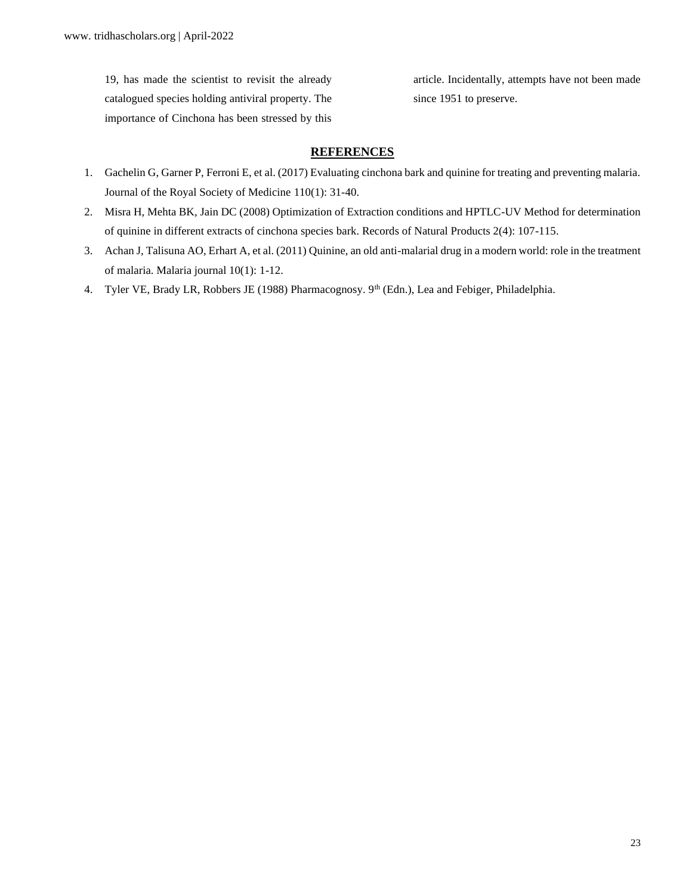19, has made the scientist to revisit the already catalogued species holding antiviral property. The importance of Cinchona has been stressed by this article. Incidentally, attempts have not been made since 1951 to preserve.

## REFERENCES

1. Gachelin G, Garner P, Ferroni E, et al. (2017) Evaluating cinchona bark and quinine for treating and preventing malaria. Journal of the Royal Society of Medicine 110(1): 31-40.
2. Misra H, Mehta BK, Jain DC (2008) Optimization of Extraction conditions and HPTLC-UV Method for determination of quinine in different extracts of cinchona species bark. Records of Natural Products 2(4): 107-115.
3. Achan J, Talisuna AO, Erhart A, et al. (2011) Quinine, an old anti-malarial drug in a modern world: role in the treatment of malaria. Malaria journal 10(1): 1-12.
4. Tyler VE, Brady LR, Robbers JE (1988) Pharmacognosy. 9th (Edn.), Lea and Febiger, Philadelphia.